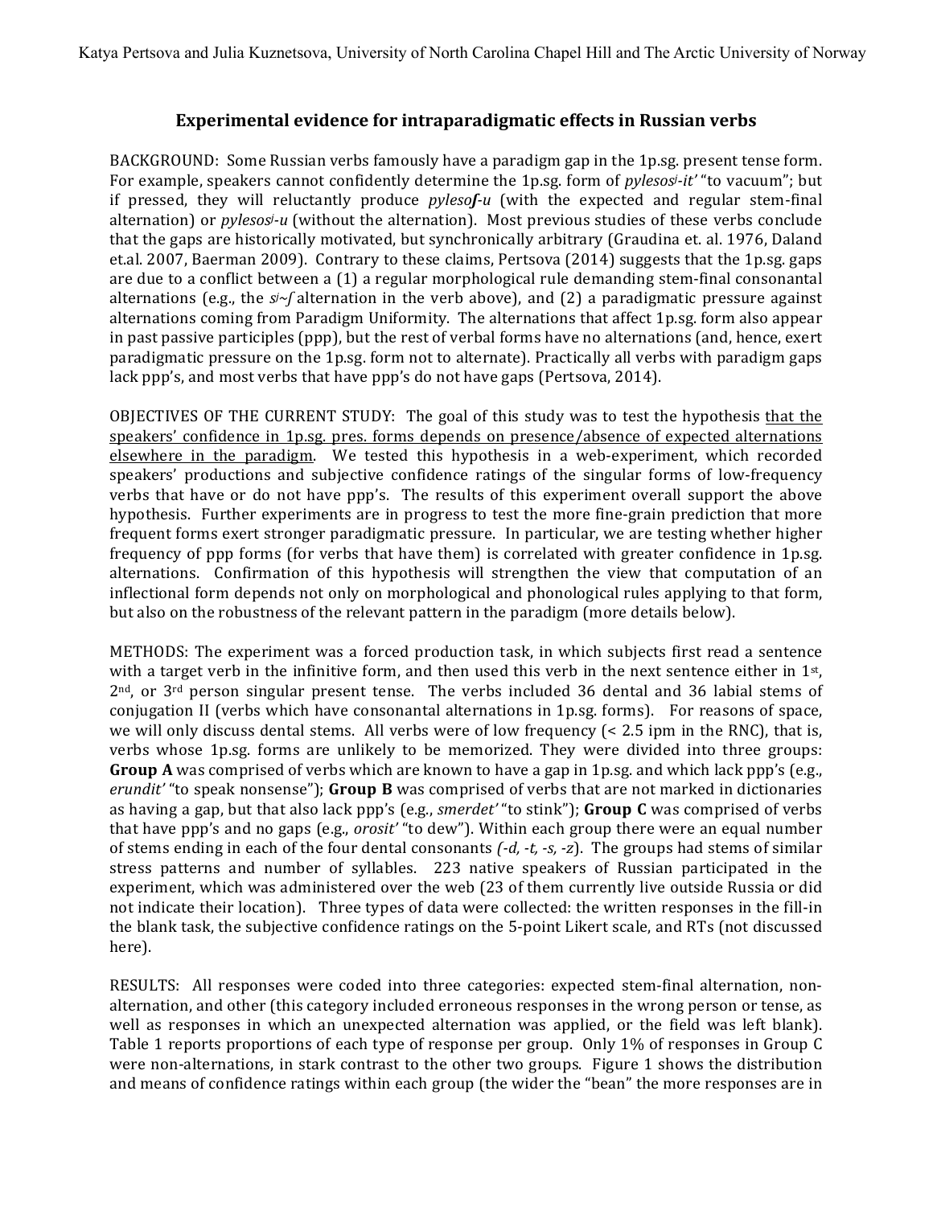Katya Pertsova and Julia Kuznetsova, University of North Carolina Chapel Hill and The Arctic University of Norway

## Experimental evidence for intraparadigmatic effects in Russian verbs

BACKGROUND: Some Russian verbs famously have a paradigm gap in the 1p.sg. present tense form. For example, speakers cannot confidently determine the 1p.sg. form of *pylesos$^j$-it'* "to vacuum"; but if pressed, they will reluctantly produce *pyleso**ʃ**-u* (with the expected and regular stem-final alternation) or *pylesos$^j$-u* (without the alternation). Most previous studies of these verbs conclude that the gaps are historically motivated, but synchronically arbitrary (Graudina et. al. 1976, Daland et.al. 2007, Baerman 2009). Contrary to these claims, Pertsova (2014) suggests that the 1p.sg. gaps are due to a conflict between a (1) a regular morphological rule demanding stem-final consonantal alternations (e.g., the *s$^j$~ʃ* alternation in the verb above), and (2) a paradigmatic pressure against alternations coming from Paradigm Uniformity. The alternations that affect 1p.sg. form also appear in past passive participles (ppp), but the rest of verbal forms have no alternations (and, hence, exert paradigmatic pressure on the 1p.sg. form not to alternate). Practically all verbs with paradigm gaps lack ppp's, and most verbs that have ppp's do not have gaps (Pertsova, 2014).

OBJECTIVES OF THE CURRENT STUDY: The goal of this study was to test the hypothesis <u>that the speakers' confidence in 1p.sg. pres. forms depends on presence/absence of expected alternations elsewhere in the paradigm</u>. We tested this hypothesis in a web-experiment, which recorded speakers' productions and subjective confidence ratings of the singular forms of low-frequency verbs that have or do not have ppp's. The results of this experiment overall support the above hypothesis. Further experiments are in progress to test the more fine-grain prediction that more frequent forms exert stronger paradigmatic pressure. In particular, we are testing whether higher frequency of ppp forms (for verbs that have them) is correlated with greater confidence in 1p.sg. alternations. Confirmation of this hypothesis will strengthen the view that computation of an inflectional form depends not only on morphological and phonological rules applying to that form, but also on the robustness of the relevant pattern in the paradigm (more details below).

METHODS: The experiment was a forced production task, in which subjects first read a sentence with a target verb in the infinitive form, and then used this verb in the next sentence either in 1st, 2nd, or 3rd person singular present tense. The verbs included 36 dental and 36 labial stems of conjugation II (verbs which have consonantal alternations in 1p.sg. forms). For reasons of space, we will only discuss dental stems. All verbs were of low frequency (< 2.5 ipm in the RNC), that is, verbs whose 1p.sg. forms are unlikely to be memorized. They were divided into three groups: **Group A** was comprised of verbs which are known to have a gap in 1p.sg. and which lack ppp's (e.g., *erundit'* "to speak nonsense"); **Group B** was comprised of verbs that are not marked in dictionaries as having a gap, but that also lack ppp's (e.g., *smerdet'* "to stink"); **Group C** was comprised of verbs that have ppp's and no gaps (e.g., *orosit'* "to dew"). Within each group there were an equal number of stems ending in each of the four dental consonants *(-d, -t, -s, -z)*. The groups had stems of similar stress patterns and number of syllables. 223 native speakers of Russian participated in the experiment, which was administered over the web (23 of them currently live outside Russia or did not indicate their location). Three types of data were collected: the written responses in the fill-in the blank task, the subjective confidence ratings on the 5-point Likert scale, and RTs (not discussed here).

RESULTS: All responses were coded into three categories: expected stem-final alternation, non-alternation, and other (this category included erroneous responses in the wrong person or tense, as well as responses in which an unexpected alternation was applied, or the field was left blank). Table 1 reports proportions of each type of response per group. Only 1% of responses in Group C were non-alternations, in stark contrast to the other two groups. Figure 1 shows the distribution and means of confidence ratings within each group (the wider the "bean" the more responses are in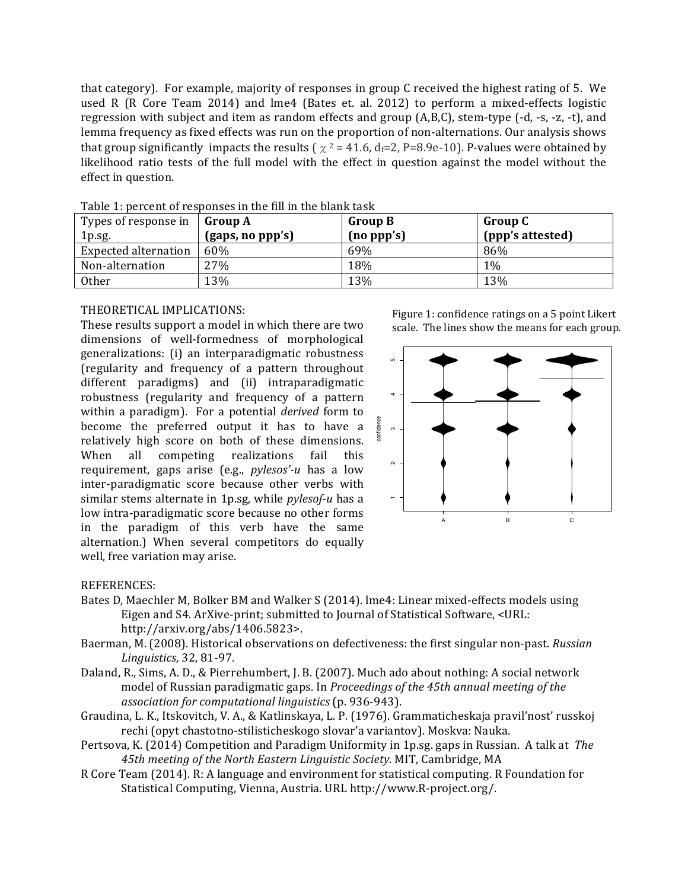that category). For example, majority of responses in group C received the highest rating of 5. We used R (R Core Team 2014) and lme4 (Bates et. al. 2012) to perform a mixed-effects logistic regression with subject and item as random effects and group (A,B,C), stem-type (-d, -s, -z, -t), and lemma frequency as fixed effects was run on the proportion of non-alternations. Our analysis shows that group significantly impacts the results ( $\chi^2 = 41.6$, $d_f=2$, $P=8.9e\text{-}10$). P-values were obtained by likelihood ratio tests of the full model with the effect in question against the model without the effect in question.

Table 1: percent of responses in the fill in the blank task

| Types of response in 1p.sg. | **Group A (gaps, no ppp's)** | **Group B (no ppp's)** | **Group C (ppp's attested)** |
|---|---|---|---|
| Expected alternation | 60% | 69% | 86% |
| Non-alternation | 27% | 18% | 1% |
| Other | 13% | 13% | 13% |

THEORETICAL IMPLICATIONS:

These results support a model in which there are two dimensions of well-formedness of morphological generalizations: (i) an interparadigmatic robustness (regularity and frequency of a pattern throughout different paradigms) and (ii) intraparadigmatic robustness (regularity and frequency of a pattern within a paradigm). For a potential *derived* form to become the preferred output it has to have a relatively high score on both of these dimensions. When all competing realizations fail this requirement, gaps arise (e.g., *pylesos'-u* has a low inter-paradigmatic score because other verbs with similar stems alternate in 1p.sg, while *pylesoʃ-u* has a low intra-paradigmatic score because no other forms in the paradigm of this verb have the same alternation.) When several competitors do equally well, free variation may arise.

Figure 1: confidence ratings on a 5 point Likert scale. The lines show the means for each group.

confidence
5
4
3
2
1
A B C

REFERENCES:

Bates D, Maechler M, Bolker BM and Walker S (2014). lme4: Linear mixed-effects models using Eigen and S4. ArXive-print; submitted to Journal of Statistical Software, <URL: http://arxiv.org/abs/1406.5823>.

Baerman, M. (2008). Historical observations on defectiveness: the first singular non-past. *Russian Linguistics*, 32, 81-97.

Daland, R., Sims, A. D., & Pierrehumbert, J. B. (2007). Much ado about nothing: A social network model of Russian paradigmatic gaps. In *Proceedings of the 45th annual meeting of the association for computational linguistics* (p. 936-943).

Graudina, L. K., Itskovitch, V. A., & Katlinskaya, L. P. (1976). Grammaticheskaja pravil'nost' russkoj rechi (opyt chastotno-stilisticheskogo slovar'a variantov). Moskva: Nauka.

Pertsova, K. (2014) Competition and Paradigm Uniformity in 1p.sg. gaps in Russian. A talk at *The 45th meeting of the North Eastern Linguistic Society*. MIT, Cambridge, MA

R Core Team (2014). R: A language and environment for statistical computing. R Foundation for Statistical Computing, Vienna, Austria. URL http://www.R-project.org/.